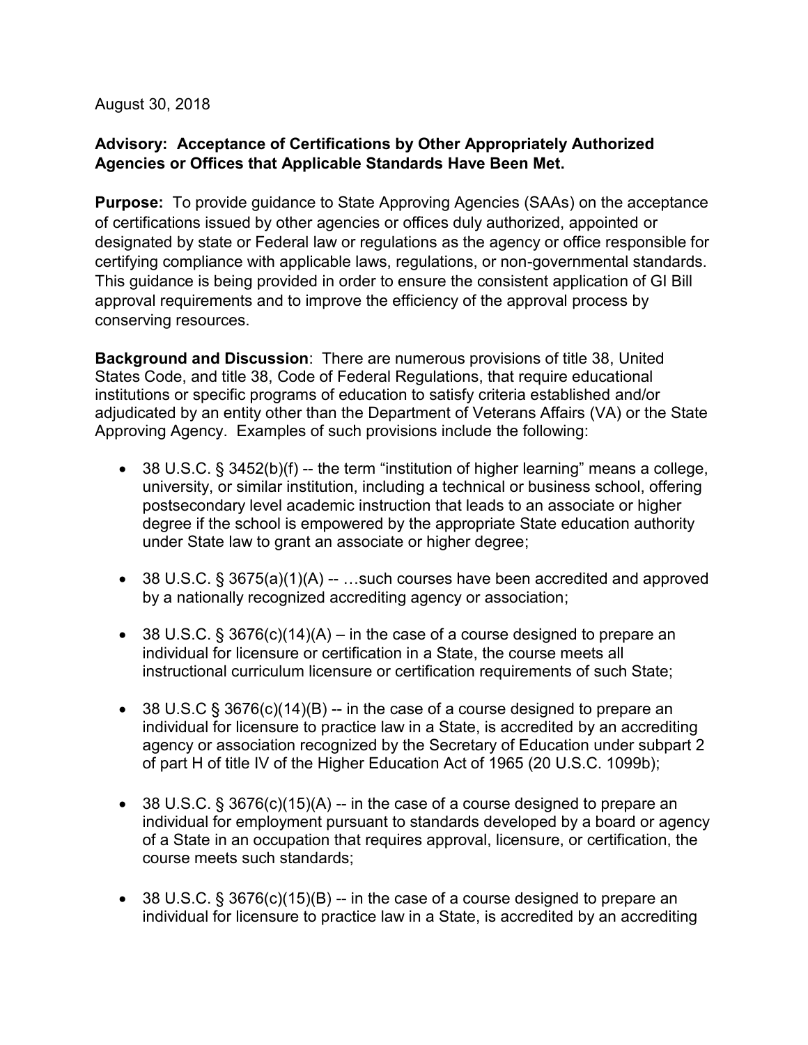August 30, 2018

**Advisory: Acceptance of Certifications by Other Appropriately Authorized Agencies or Offices that Applicable Standards Have Been Met.**

**Purpose:** To provide guidance to State Approving Agencies (SAAs) on the acceptance of certifications issued by other agencies or offices duly authorized, appointed or designated by state or Federal law or regulations as the agency or office responsible for certifying compliance with applicable laws, regulations, or non-governmental standards. This guidance is being provided in order to ensure the consistent application of GI Bill approval requirements and to improve the efficiency of the approval process by conserving resources.

**Background and Discussion**: There are numerous provisions of title 38, United States Code, and title 38, Code of Federal Regulations, that require educational institutions or specific programs of education to satisfy criteria established and/or adjudicated by an entity other than the Department of Veterans Affairs (VA) or the State Approving Agency. Examples of such provisions include the following:

- 38 U.S.C. § 3452(b)(f) -- the term "institution of higher learning" means a college, university, or similar institution, including a technical or business school, offering postsecondary level academic instruction that leads to an associate or higher degree if the school is empowered by the appropriate State education authority under State law to grant an associate or higher degree;

- 38 U.S.C. § 3675(a)(1)(A) -- …such courses have been accredited and approved by a nationally recognized accrediting agency or association;

- 38 U.S.C. § 3676(c)(14)(A) – in the case of a course designed to prepare an individual for licensure or certification in a State, the course meets all instructional curriculum licensure or certification requirements of such State;

- 38 U.S.C § 3676(c)(14)(B) -- in the case of a course designed to prepare an individual for licensure to practice law in a State, is accredited by an accrediting agency or association recognized by the Secretary of Education under subpart 2 of part H of title IV of the Higher Education Act of 1965 (20 U.S.C. 1099b);

- 38 U.S.C. § 3676(c)(15)(A) -- in the case of a course designed to prepare an individual for employment pursuant to standards developed by a board or agency of a State in an occupation that requires approval, licensure, or certification, the course meets such standards;

- 38 U.S.C. § 3676(c)(15)(B) -- in the case of a course designed to prepare an individual for licensure to practice law in a State, is accredited by an accrediting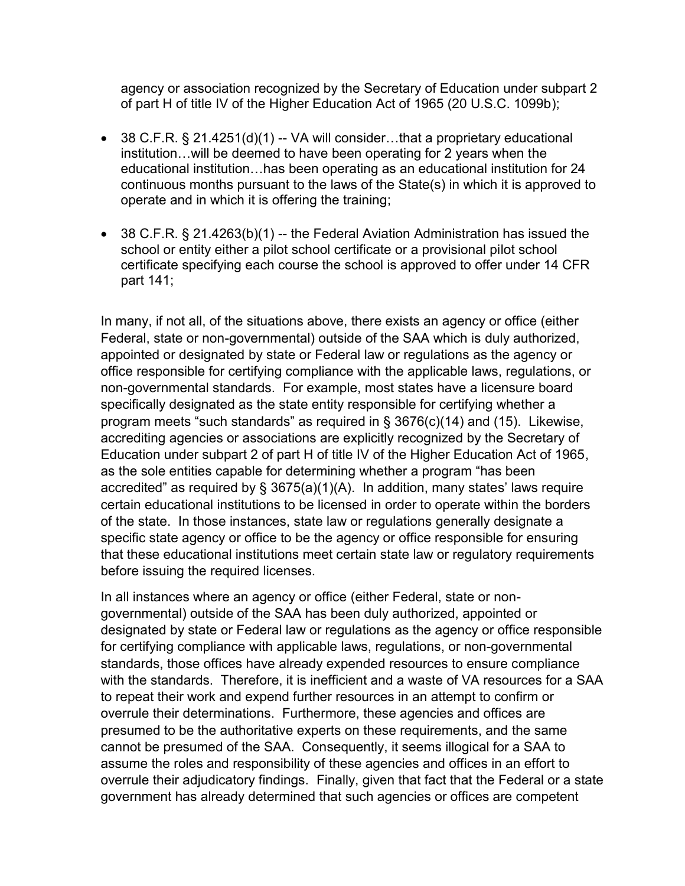agency or association recognized by the Secretary of Education under subpart 2 of part H of title IV of the Higher Education Act of 1965 (20 U.S.C. 1099b);

- 38 C.F.R. § 21.4251(d)(1) -- VA will consider…that a proprietary educational institution…will be deemed to have been operating for 2 years when the educational institution…has been operating as an educational institution for 24 continuous months pursuant to the laws of the State(s) in which it is approved to operate and in which it is offering the training;
- 38 C.F.R. § 21.4263(b)(1) -- the Federal Aviation Administration has issued the school or entity either a pilot school certificate or a provisional pilot school certificate specifying each course the school is approved to offer under 14 CFR part 141;

In many, if not all, of the situations above, there exists an agency or office (either Federal, state or non-governmental) outside of the SAA which is duly authorized, appointed or designated by state or Federal law or regulations as the agency or office responsible for certifying compliance with the applicable laws, regulations, or non-governmental standards. For example, most states have a licensure board specifically designated as the state entity responsible for certifying whether a program meets "such standards" as required in § 3676(c)(14) and (15). Likewise, accrediting agencies or associations are explicitly recognized by the Secretary of Education under subpart 2 of part H of title IV of the Higher Education Act of 1965, as the sole entities capable for determining whether a program "has been accredited" as required by § 3675(a)(1)(A). In addition, many states' laws require certain educational institutions to be licensed in order to operate within the borders of the state. In those instances, state law or regulations generally designate a specific state agency or office to be the agency or office responsible for ensuring that these educational institutions meet certain state law or regulatory requirements before issuing the required licenses.

In all instances where an agency or office (either Federal, state or non-governmental) outside of the SAA has been duly authorized, appointed or designated by state or Federal law or regulations as the agency or office responsible for certifying compliance with applicable laws, regulations, or non-governmental standards, those offices have already expended resources to ensure compliance with the standards. Therefore, it is inefficient and a waste of VA resources for a SAA to repeat their work and expend further resources in an attempt to confirm or overrule their determinations. Furthermore, these agencies and offices are presumed to be the authoritative experts on these requirements, and the same cannot be presumed of the SAA. Consequently, it seems illogical for a SAA to assume the roles and responsibility of these agencies and offices in an effort to overrule their adjudicatory findings. Finally, given that fact that the Federal or a state government has already determined that such agencies or offices are competent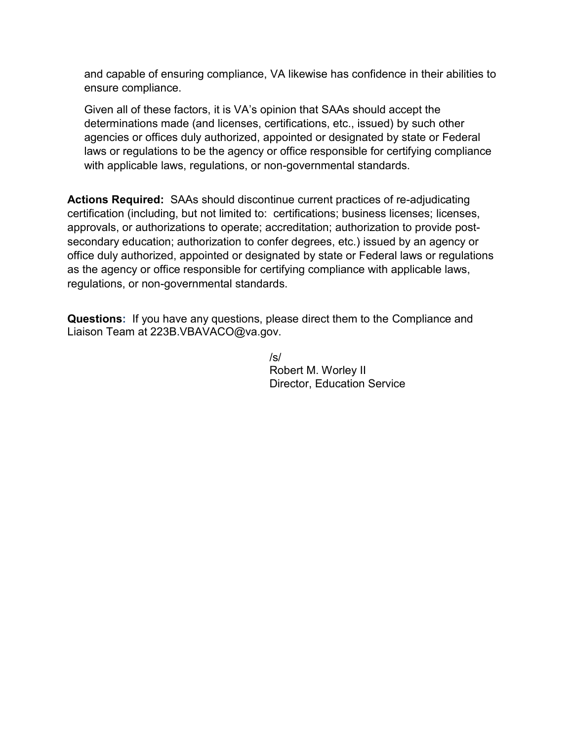and capable of ensuring compliance, VA likewise has confidence in their abilities to ensure compliance.

Given all of these factors, it is VA's opinion that SAAs should accept the determinations made (and licenses, certifications, etc., issued) by such other agencies or offices duly authorized, appointed or designated by state or Federal laws or regulations to be the agency or office responsible for certifying compliance with applicable laws, regulations, or non-governmental standards.

**Actions Required:** SAAs should discontinue current practices of re-adjudicating certification (including, but not limited to: certifications; business licenses; licenses, approvals, or authorizations to operate; accreditation; authorization to provide post-secondary education; authorization to confer degrees, etc.) issued by an agency or office duly authorized, appointed or designated by state or Federal laws or regulations as the agency or office responsible for certifying compliance with applicable laws, regulations, or non-governmental standards.

**Questions:** If you have any questions, please direct them to the Compliance and Liaison Team at 223B.VBAVACO@va.gov.

/s/
Robert M. Worley II
Director, Education Service